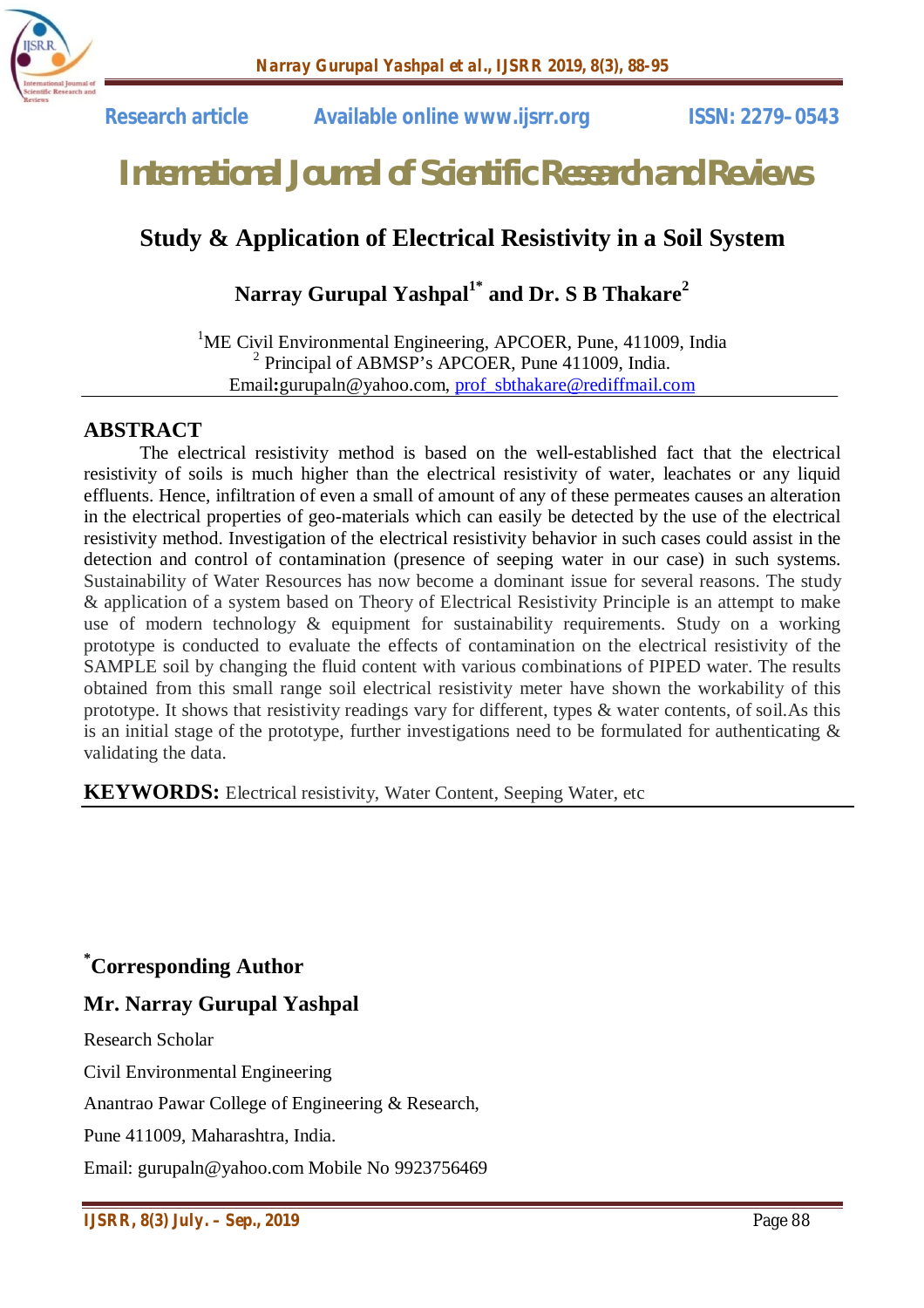Research article Available online www.ijsrr.org ISSN: 2279–0543

# International Journal of Scientific Research and Reviews

## Study & Application of Electrical Resistivity in a Soil System

**Narray Gurupal Yashpal[1*] and Dr. S B Thakare[2]**

[1]ME Civil Environmental Engineering, APCOER, Pune, 411009, India
[2] Principal of ABMSP's APCOER, Pune 411009, India.
Email: gurupaln@yahoo.com, prof_sbthakare@rediffmail.com

## ABSTRACT

The electrical resistivity method is based on the well-established fact that the electrical resistivity of soils is much higher than the electrical resistivity of water, leachates or any liquid effluents. Hence, infiltration of even a small of amount of any of these permeates causes an alteration in the electrical properties of geo-materials which can easily be detected by the use of the electrical resistivity method. Investigation of the electrical resistivity behavior in such cases could assist in the detection and control of contamination (presence of seeping water in our case) in such systems. Sustainability of Water Resources has now become a dominant issue for several reasons. The study & application of a system based on Theory of Electrical Resistivity Principle is an attempt to make use of modern technology & equipment for sustainability requirements. Study on a working prototype is conducted to evaluate the effects of contamination on the electrical resistivity of the SAMPLE soil by changing the fluid content with various combinations of PIPED water. The results obtained from this small range soil electrical resistivity meter have shown the workability of this prototype. It shows that resistivity readings vary for different, types & water contents, of soil.As this is an initial stage of the prototype, further investigations need to be formulated for authenticating & validating the data.

**KEYWORDS:** Electrical resistivity, Water Content, Seeping Water, etc

## *Corresponding Author

### Mr. Narray Gurupal Yashpal

Research Scholar

Civil Environmental Engineering

Anantrao Pawar College of Engineering & Research,

Pune 411009, Maharashtra, India.

Email: gurupaln@yahoo.com Mobile No 9923756469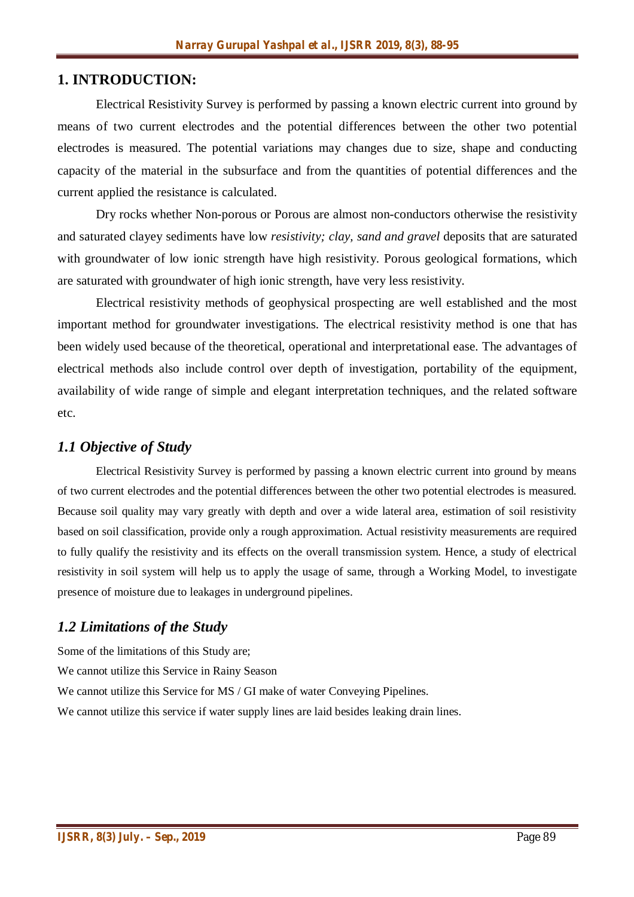## 1. INTRODUCTION:

Electrical Resistivity Survey is performed by passing a known electric current into ground by means of two current electrodes and the potential differences between the other two potential electrodes is measured. The potential variations may changes due to size, shape and conducting capacity of the material in the subsurface and from the quantities of potential differences and the current applied the resistance is calculated.

Dry rocks whether Non-porous or Porous are almost non-conductors otherwise the resistivity and saturated clayey sediments have low *resistivity; clay, sand and gravel* deposits that are saturated with groundwater of low ionic strength have high resistivity. Porous geological formations, which are saturated with groundwater of high ionic strength, have very less resistivity.

Electrical resistivity methods of geophysical prospecting are well established and the most important method for groundwater investigations. The electrical resistivity method is one that has been widely used because of the theoretical, operational and interpretational ease. The advantages of electrical methods also include control over depth of investigation, portability of the equipment, availability of wide range of simple and elegant interpretation techniques, and the related software etc.

### *1.1 Objective of Study*

Electrical Resistivity Survey is performed by passing a known electric current into ground by means of two current electrodes and the potential differences between the other two potential electrodes is measured. Because soil quality may vary greatly with depth and over a wide lateral area, estimation of soil resistivity based on soil classification, provide only a rough approximation. Actual resistivity measurements are required to fully qualify the resistivity and its effects on the overall transmission system. Hence, a study of electrical resistivity in soil system will help us to apply the usage of same, through a Working Model, to investigate presence of moisture due to leakages in underground pipelines.

### *1.2 Limitations of the Study*

Some of the limitations of this Study are;

We cannot utilize this Service in Rainy Season

We cannot utilize this Service for MS / GI make of water Conveying Pipelines.

We cannot utilize this service if water supply lines are laid besides leaking drain lines.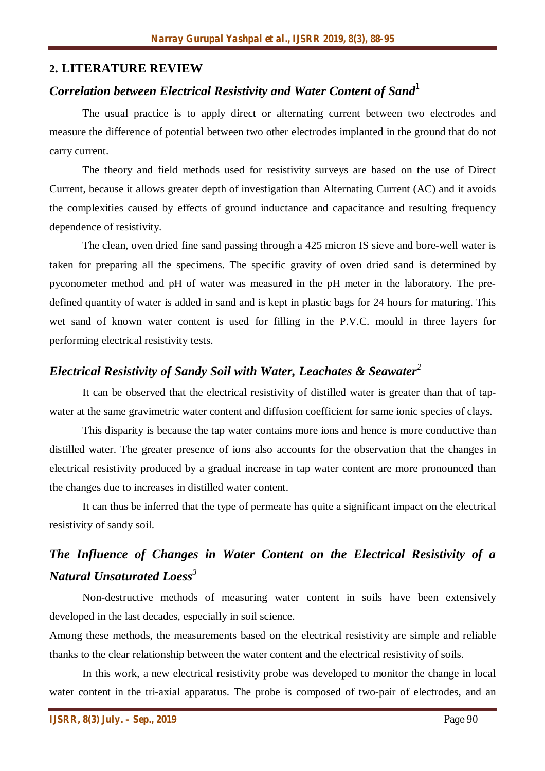## 2. LITERATURE REVIEW

### *Correlation between Electrical Resistivity and Water Content of Sand*[1]

The usual practice is to apply direct or alternating current between two electrodes and measure the difference of potential between two other electrodes implanted in the ground that do not carry current.

The theory and field methods used for resistivity surveys are based on the use of Direct Current, because it allows greater depth of investigation than Alternating Current (AC) and it avoids the complexities caused by effects of ground inductance and capacitance and resulting frequency dependence of resistivity.

The clean, oven dried fine sand passing through a 425 micron IS sieve and bore-well water is taken for preparing all the specimens. The specific gravity of oven dried sand is determined by pyconometer method and pH of water was measured in the pH meter in the laboratory. The pre-defined quantity of water is added in sand and is kept in plastic bags for 24 hours for maturing. This wet sand of known water content is used for filling in the P.V.C. mould in three layers for performing electrical resistivity tests.

### *Electrical Resistivity of Sandy Soil with Water, Leachates & Seawater*[2]

It can be observed that the electrical resistivity of distilled water is greater than that of tap-water at the same gravimetric water content and diffusion coefficient for same ionic species of clays.

This disparity is because the tap water contains more ions and hence is more conductive than distilled water. The greater presence of ions also accounts for the observation that the changes in electrical resistivity produced by a gradual increase in tap water content are more pronounced than the changes due to increases in distilled water content.

It can thus be inferred that the type of permeate has quite a significant impact on the electrical resistivity of sandy soil.

### *The Influence of Changes in Water Content on the Electrical Resistivity of a Natural Unsaturated Loess*[3]

Non-destructive methods of measuring water content in soils have been extensively developed in the last decades, especially in soil science.

Among these methods, the measurements based on the electrical resistivity are simple and reliable thanks to the clear relationship between the water content and the electrical resistivity of soils.

In this work, a new electrical resistivity probe was developed to monitor the change in local water content in the tri-axial apparatus. The probe is composed of two-pair of electrodes, and an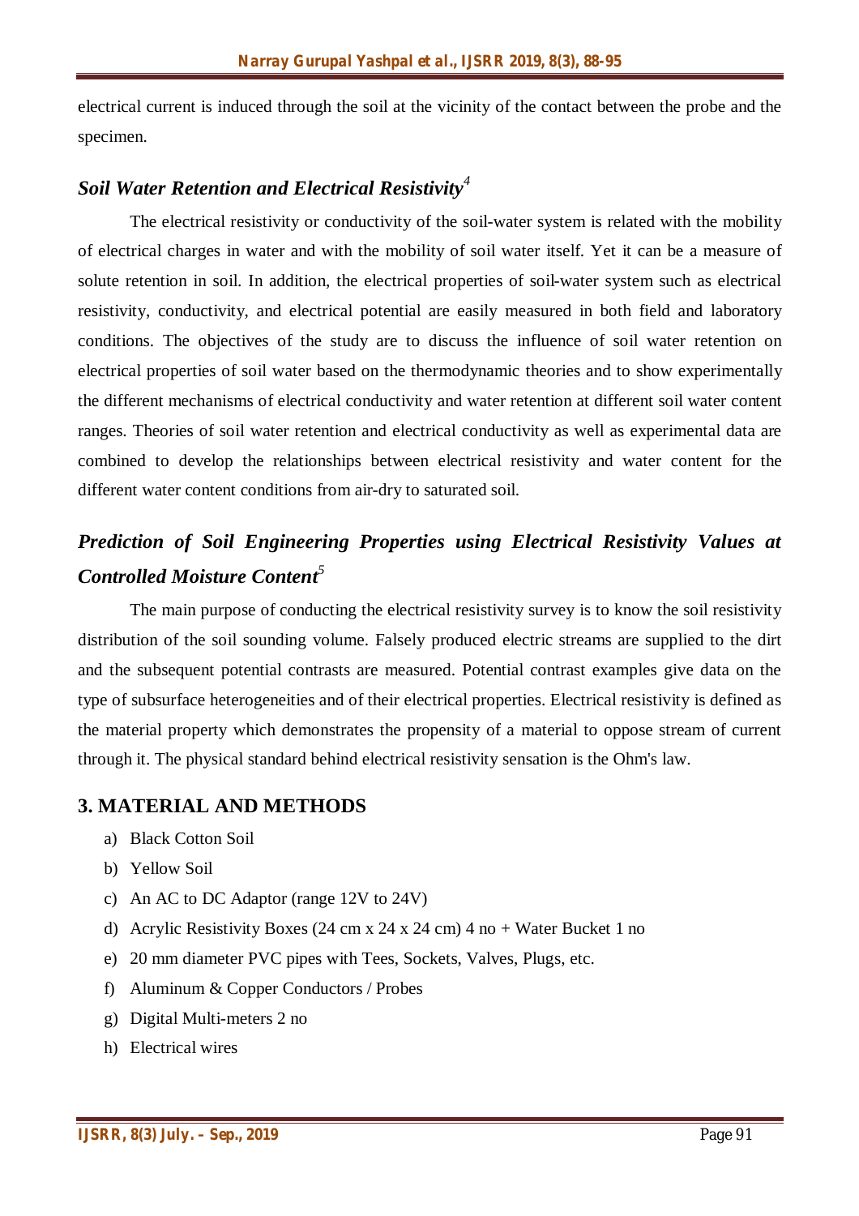electrical current is induced through the soil at the vicinity of the contact between the probe and the specimen.

### *Soil Water Retention and Electrical Resistivity*[4]

The electrical resistivity or conductivity of the soil-water system is related with the mobility of electrical charges in water and with the mobility of soil water itself. Yet it can be a measure of solute retention in soil. In addition, the electrical properties of soil-water system such as electrical resistivity, conductivity, and electrical potential are easily measured in both field and laboratory conditions. The objectives of the study are to discuss the influence of soil water retention on electrical properties of soil water based on the thermodynamic theories and to show experimentally the different mechanisms of electrical conductivity and water retention at different soil water content ranges. Theories of soil water retention and electrical conductivity as well as experimental data are combined to develop the relationships between electrical resistivity and water content for the different water content conditions from air-dry to saturated soil.

### *Prediction of Soil Engineering Properties using Electrical Resistivity Values at Controlled Moisture Content*[5]

The main purpose of conducting the electrical resistivity survey is to know the soil resistivity distribution of the soil sounding volume. Falsely produced electric streams are supplied to the dirt and the subsequent potential contrasts are measured. Potential contrast examples give data on the type of subsurface heterogeneities and of their electrical properties. Electrical resistivity is defined as the material property which demonstrates the propensity of a material to oppose stream of current through it. The physical standard behind electrical resistivity sensation is the Ohm's law.

## 3. MATERIAL AND METHODS

a) Black Cotton Soil
b) Yellow Soil
c) An AC to DC Adaptor (range 12V to 24V)
d) Acrylic Resistivity Boxes (24 cm x 24 x 24 cm) 4 no + Water Bucket 1 no
e) 20 mm diameter PVC pipes with Tees, Sockets, Valves, Plugs, etc.
f) Aluminum & Copper Conductors / Probes
g) Digital Multi-meters 2 no
h) Electrical wires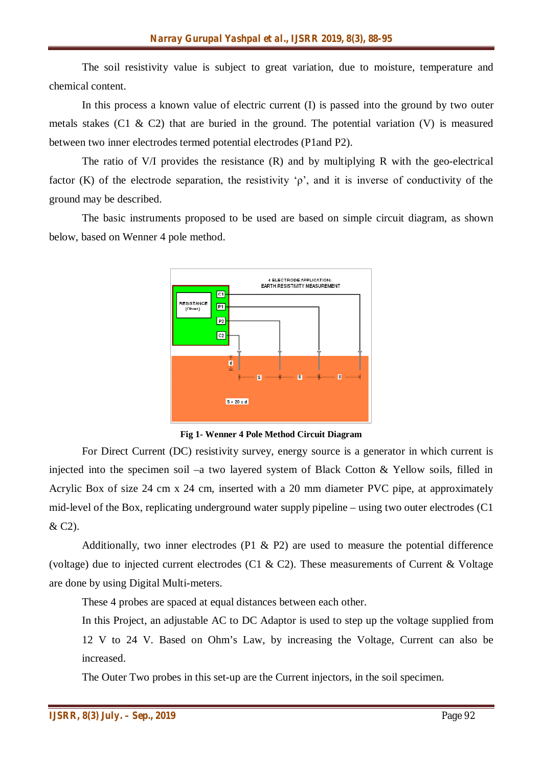The soil resistivity value is subject to great variation, due to moisture, temperature and chemical content.

In this process a known value of electric current (I) is passed into the ground by two outer metals stakes (C1 & C2) that are buried in the ground. The potential variation (V) is measured between two inner electrodes termed potential electrodes (P1and P2).

The ratio of V/I provides the resistance (R) and by multiplying R with the geo-electrical factor (K) of the electrode separation, the resistivity 'ρ', and it is inverse of conductivity of the ground may be described.

The basic instruments proposed to be used are based on simple circuit diagram, as shown below, based on Wenner 4 pole method.

**Fig 1- Wenner 4 Pole Method Circuit Diagram**

For Direct Current (DC) resistivity survey, energy source is a generator in which current is injected into the specimen soil –a two layered system of Black Cotton & Yellow soils, filled in Acrylic Box of size 24 cm x 24 cm, inserted with a 20 mm diameter PVC pipe, at approximately mid-level of the Box, replicating underground water supply pipeline – using two outer electrodes (C1 & C2).

Additionally, two inner electrodes (P1 & P2) are used to measure the potential difference (voltage) due to injected current electrodes (C1 & C2). These measurements of Current & Voltage are done by using Digital Multi-meters.

These 4 probes are spaced at equal distances between each other.

In this Project, an adjustable AC to DC Adaptor is used to step up the voltage supplied from 12 V to 24 V. Based on Ohm's Law, by increasing the Voltage, Current can also be increased.

The Outer Two probes in this set-up are the Current injectors, in the soil specimen.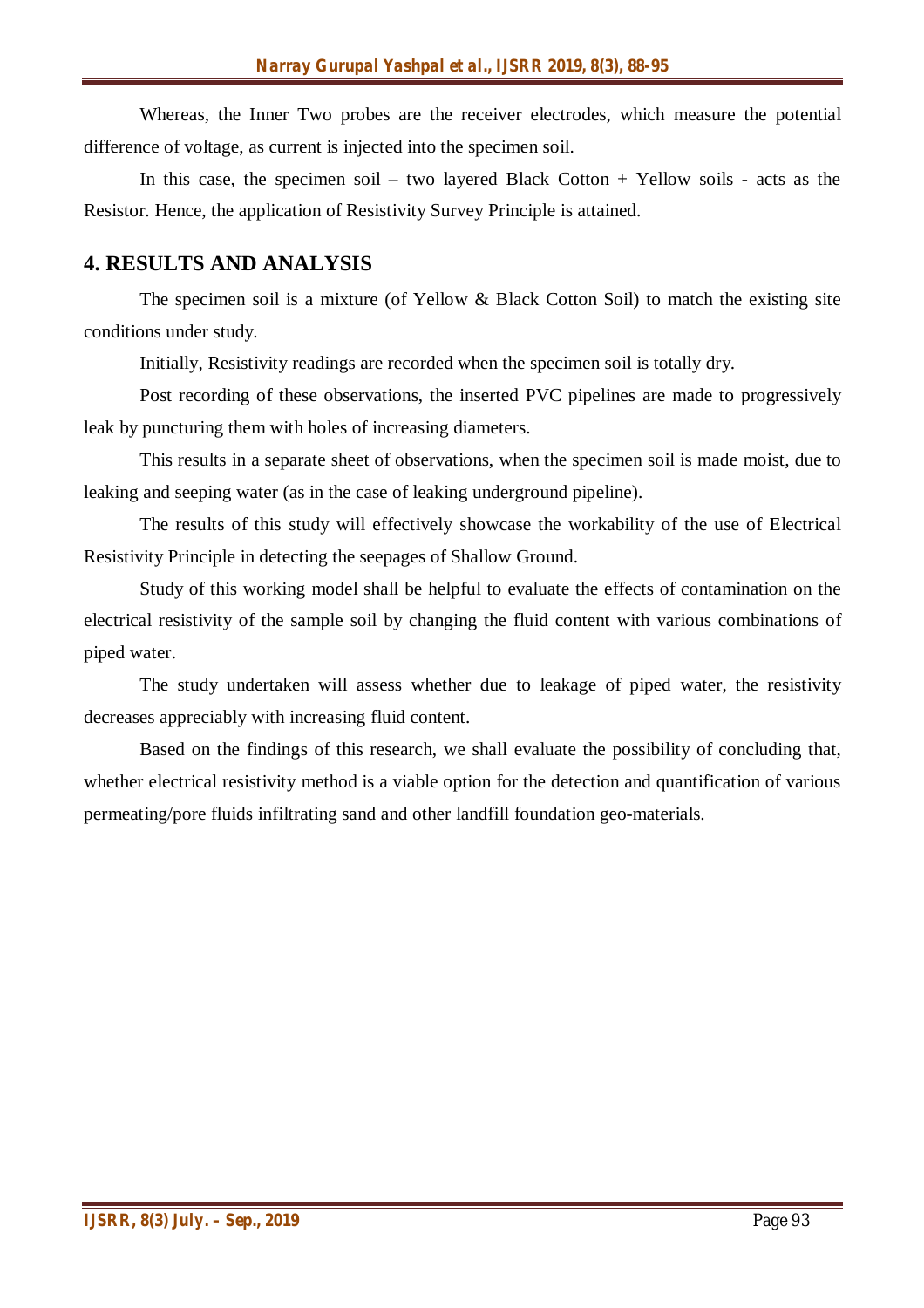Whereas, the Inner Two probes are the receiver electrodes, which measure the potential difference of voltage, as current is injected into the specimen soil.

In this case, the specimen soil – two layered Black Cotton + Yellow soils - acts as the Resistor. Hence, the application of Resistivity Survey Principle is attained.

## 4. RESULTS AND ANALYSIS

The specimen soil is a mixture (of Yellow & Black Cotton Soil) to match the existing site conditions under study.

Initially, Resistivity readings are recorded when the specimen soil is totally dry.

Post recording of these observations, the inserted PVC pipelines are made to progressively leak by puncturing them with holes of increasing diameters.

This results in a separate sheet of observations, when the specimen soil is made moist, due to leaking and seeping water (as in the case of leaking underground pipeline).

The results of this study will effectively showcase the workability of the use of Electrical Resistivity Principle in detecting the seepages of Shallow Ground.

Study of this working model shall be helpful to evaluate the effects of contamination on the electrical resistivity of the sample soil by changing the fluid content with various combinations of piped water.

The study undertaken will assess whether due to leakage of piped water, the resistivity decreases appreciably with increasing fluid content.

Based on the findings of this research, we shall evaluate the possibility of concluding that, whether electrical resistivity method is a viable option for the detection and quantification of various permeating/pore fluids infiltrating sand and other landfill foundation geo-materials.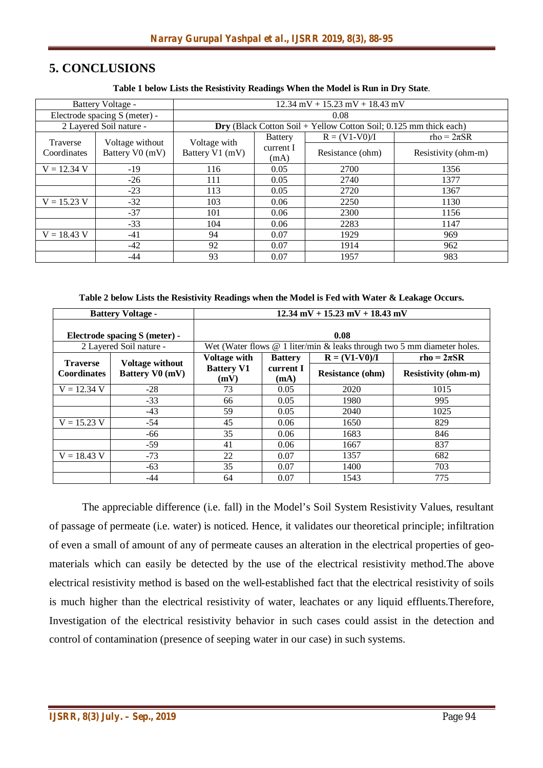## 5. CONCLUSIONS

**Table 1 below Lists the Resistivity Readings When the Model is Run in Dry State**.

| Battery Voltage - | | 12.34 mV + 15.23 mV + 18.43 mV | | | |
|---|---|---|---|---|---|
| Electrode spacing S (meter) - | | 0.08 | | | |
| 2 Layered Soil nature - | | **Dry** (Black Cotton Soil + Yellow Cotton Soil; 0.125 mm thick each) | | | |
| Traverse Coordinates | Voltage without Battery V0 (mV) | Voltage with Battery V1 (mV) | Battery current I (mA) | R = (V1-V0)/I Resistance (ohm) | rho = $2\pi SR$ Resistivity (ohm-m) |
| V = 12.34 V | -19 | 116 | 0.05 | 2700 | 1356 |
| | -26 | 111 | 0.05 | 2740 | 1377 |
| | -23 | 113 | 0.05 | 2720 | 1367 |
| V = 15.23 V | -32 | 103 | 0.06 | 2250 | 1130 |
| | -37 | 101 | 0.06 | 2300 | 1156 |
| | -33 | 104 | 0.06 | 2283 | 1147 |
| V = 18.43 V | -41 | 94 | 0.07 | 1929 | 969 |
| | -42 | 92 | 0.07 | 1914 | 962 |
| | -44 | 93 | 0.07 | 1957 | 983 |

**Table 2 below Lists the Resistivity Readings when the Model is Fed with Water & Leakage Occurs.**

| **Battery Voltage -** | | **12.34 mV + 15.23 mV + 18.43 mV** | | | |
|---|---|---|---|---|---|
| **Electrode spacing S (meter) -** | | **0.08** | | | |
| 2 Layered Soil nature - | | Wet (Water flows @ 1 liter/min & leaks through two 5 mm diameter holes. | | | |
| **Traverse Coordinates** | **Voltage without Battery V0 (mV)** | **Voltage with Battery V1 (mV)** | **Battery current I (mA)** | **R = (V1-V0)/I Resistance (ohm)** | **rho = $2\pi SR$ Resistivity (ohm-m)** |
| V = 12.34 V | -28 | 73 | 0.05 | 2020 | 1015 |
| | -33 | 66 | 0.05 | 1980 | 995 |
| | -43 | 59 | 0.05 | 2040 | 1025 |
| V = 15.23 V | -54 | 45 | 0.06 | 1650 | 829 |
| | -66 | 35 | 0.06 | 1683 | 846 |
| | -59 | 41 | 0.06 | 1667 | 837 |
| V = 18.43 V | -73 | 22 | 0.07 | 1357 | 682 |
| | -63 | 35 | 0.07 | 1400 | 703 |
| | -44 | 64 | 0.07 | 1543 | 775 |

The appreciable difference (i.e. fall) in the Model's Soil System Resistivity Values, resultant of passage of permeate (i.e. water) is noticed. Hence, it validates our theoretical principle; infiltration of even a small of amount of any of permeate causes an alteration in the electrical properties of geo-materials which can easily be detected by the use of the electrical resistivity method.The above electrical resistivity method is based on the well-established fact that the electrical resistivity of soils is much higher than the electrical resistivity of water, leachates or any liquid effluents.Therefore, Investigation of the electrical resistivity behavior in such cases could assist in the detection and control of contamination (presence of seeping water in our case) in such systems.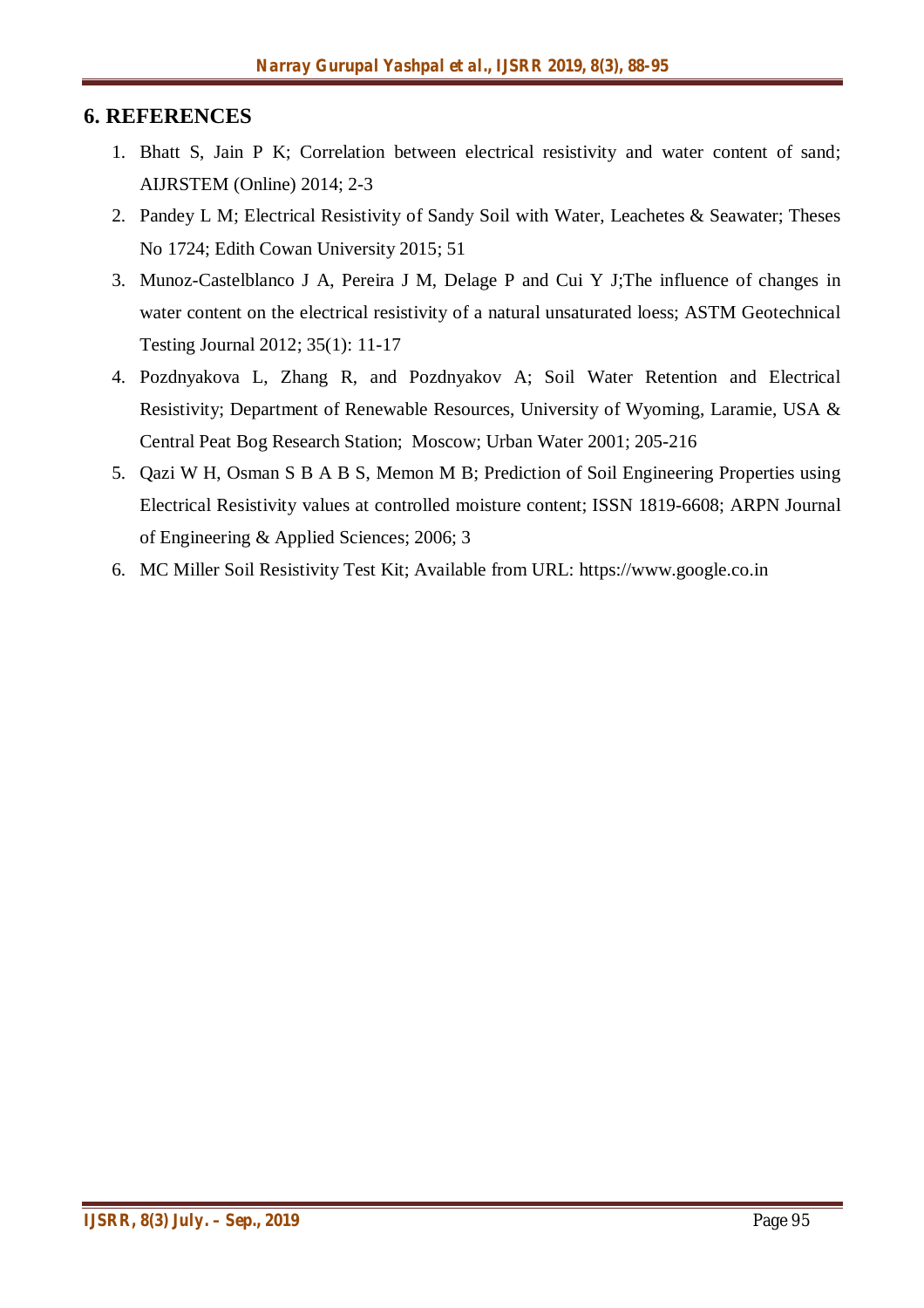## 6. REFERENCES

1. Bhatt S, Jain P K; Correlation between electrical resistivity and water content of sand; AIJRSTEM (Online) 2014; 2-3
2. Pandey L M; Electrical Resistivity of Sandy Soil with Water, Leachetes & Seawater; Theses No 1724; Edith Cowan University 2015; 51
3. Munoz-Castelblanco J A, Pereira J M, Delage P and Cui Y J;The influence of changes in water content on the electrical resistivity of a natural unsaturated loess; ASTM Geotechnical Testing Journal 2012; 35(1): 11-17
4. Pozdnyakova L, Zhang R, and Pozdnyakov A; Soil Water Retention and Electrical Resistivity; Department of Renewable Resources, University of Wyoming, Laramie, USA & Central Peat Bog Research Station; Moscow; Urban Water 2001; 205-216
5. Qazi W H, Osman S B A B S, Memon M B; Prediction of Soil Engineering Properties using Electrical Resistivity values at controlled moisture content; ISSN 1819-6608; ARPN Journal of Engineering & Applied Sciences; 2006; 3
6. MC Miller Soil Resistivity Test Kit; Available from URL: https://www.google.co.in